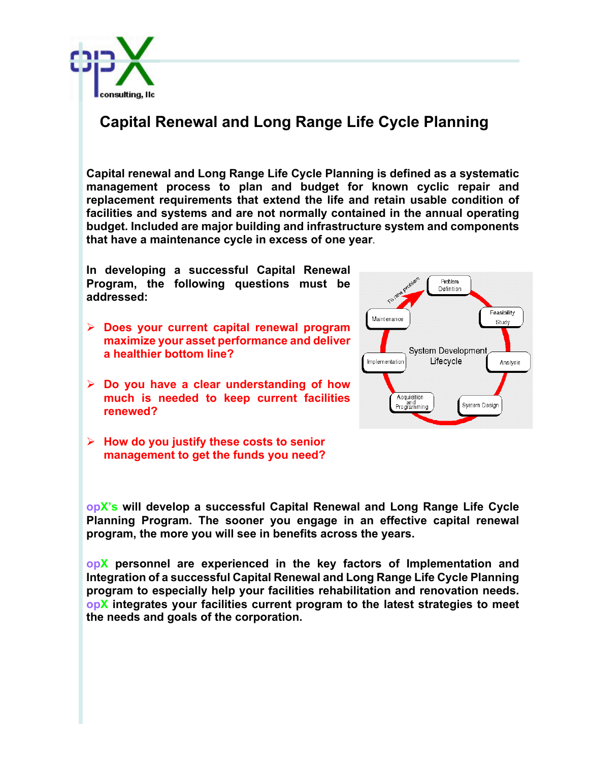# Capital Renewal and Long Range Life Cycle Planning

**Capital renewal and Long Range Life Cycle Planning is defined as a systematic management process to plan and budget for known cyclic repair and replacement requirements that extend the life and retain usable condition of facilities and systems and are not normally contained in the annual operating budget. Included are major building and infrastructure system and components that have a maintenance cycle in excess of one year.**

**In developing a successful Capital Renewal Program, the following questions must be addressed:**

- **Does your current capital renewal program maximize your asset performance and deliver a healthier bottom line?**
- **Do you have a clear understanding of how much is needed to keep current facilities renewed?**
- **How do you justify these costs to senior management to get the funds you need?**

**opX's will develop a successful Capital Renewal and Long Range Life Cycle Planning Program. The sooner you engage in an effective capital renewal program, the more you will see in benefits across the years.**

**opX personnel are experienced in the key factors of Implementation and Integration of a successful Capital Renewal and Long Range Life Cycle Planning program to especially help your facilities rehabilitation and renovation needs. opX integrates your facilities current program to the latest strategies to meet the needs and goals of the corporation.**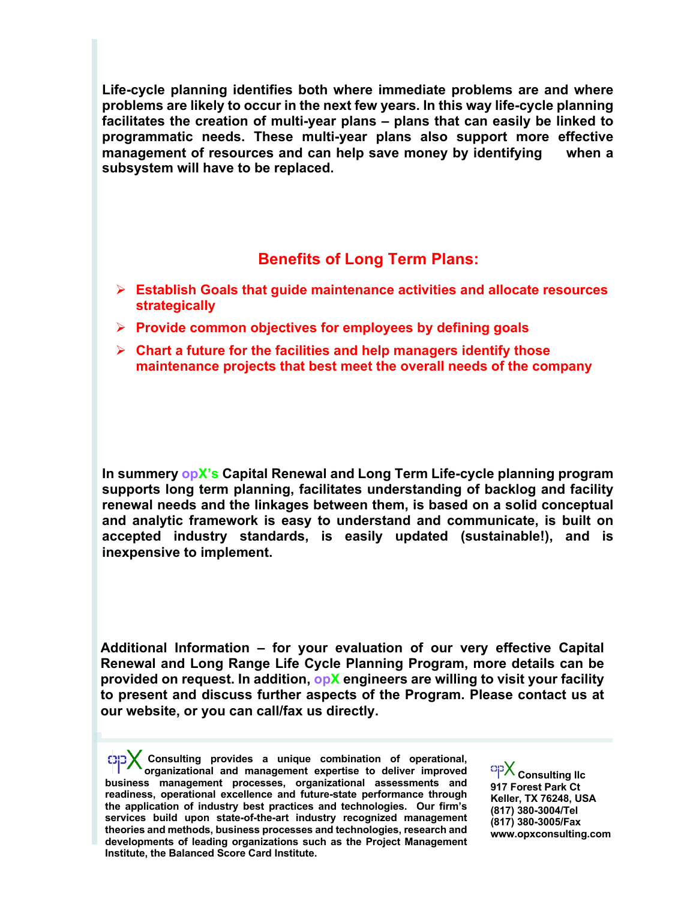**Life-cycle planning identifies both where immediate problems are and where problems are likely to occur in the next few years. In this way life-cycle planning facilitates the creation of multi-year plans – plans that can easily be linked to programmatic needs. These multi-year plans also support more effective management of resources and can help save money by identifying when a subsystem will have to be replaced.**

## Benefits of Long Term Plans:

- **Establish Goals that guide maintenance activities and allocate resources strategically**
- **Provide common objectives for employees by defining goals**
- **Chart a future for the facilities and help managers identify those maintenance projects that best meet the overall needs of the company**

**In summery opX's Capital Renewal and Long Term Life-cycle planning program supports long term planning, facilitates understanding of backlog and facility renewal needs and the linkages between them, is based on a solid conceptual and analytic framework is easy to understand and communicate, is built on accepted industry standards, is easily updated (sustainable!), and is inexpensive to implement.**

**Additional Information – for your evaluation of our very effective Capital Renewal and Long Range Life Cycle Planning Program, more details can be provided on request. In addition, opX engineers are willing to visit your facility to present and discuss further aspects of the Program. Please contact us at our website, or you can call/fax us directly.**

**opX Consulting provides a unique combination of operational, organizational and management expertise to deliver improved business management processes, organizational assessments and readiness, operational excellence and future-state performance through the application of industry best practices and technologies. Our firm's services build upon state-of-the-art industry recognized management theories and methods, business processes and technologies, research and developments of leading organizations such as the Project Management Institute, the Balanced Score Card Institute.**

**opX Consulting llc**
**917 Forest Park Ct**
**Keller, TX 76248, USA**
**(817) 380-3004/Tel**
**(817) 380-3005/Fax**
**www.opxconsulting.com**